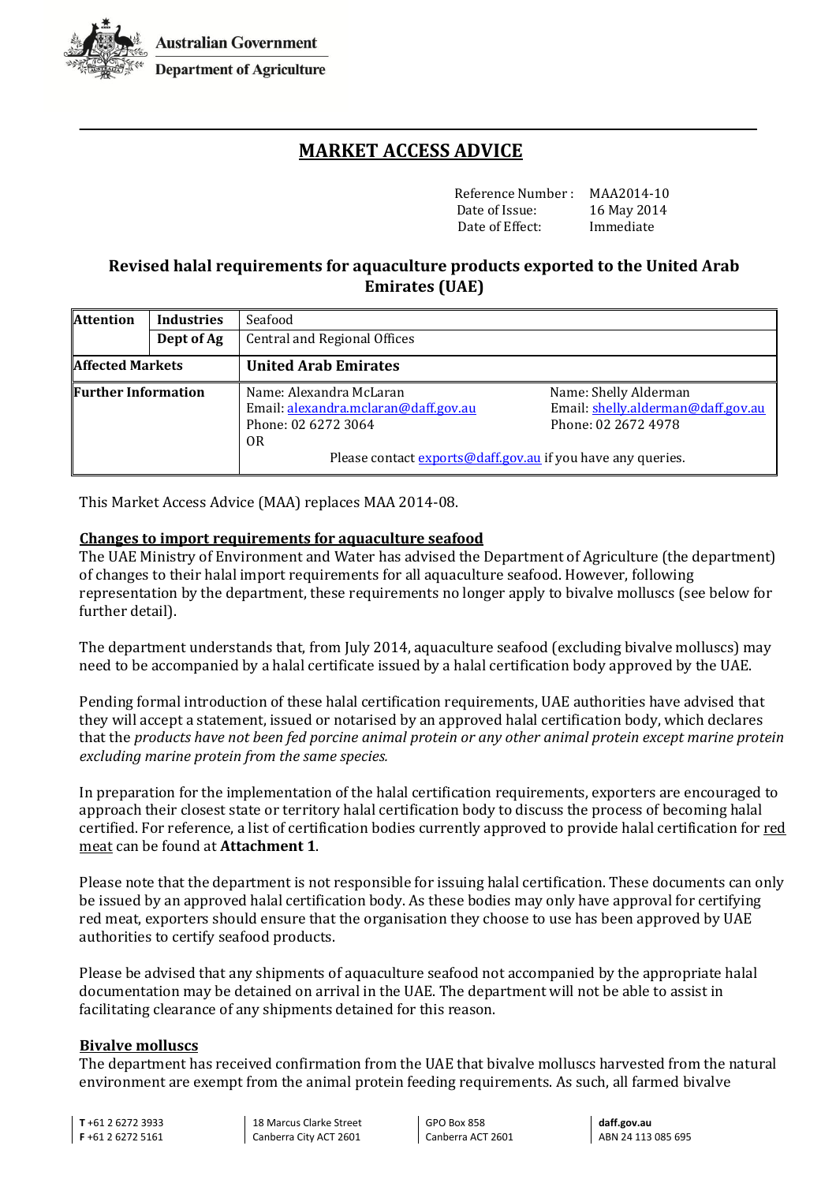Australian Government
Department of Agriculture

# MARKET ACCESS ADVICE

Reference Number : MAA2014-10
Date of Issue: 16 May 2014
Date of Effect: Immediate

## Revised halal requirements for aquaculture products exported to the United Arab Emirates (UAE)

| **Attention** | **Industries** | Seafood | |
|---|---|---|---|
| | **Dept of Ag** | Central and Regional Offices | |
| **Affected Markets** | | **United Arab Emirates** | |
| **Further Information** | | Name: Alexandra McLaran<br>Email: alexandra.mclaran@daff.gov.au<br>Phone: 02 6272 3064<br>OR<br>Please contact exports@daff.gov.au if you have any queries. | Name: Shelly Alderman<br>Email: shelly.alderman@daff.gov.au<br>Phone: 02 2672 4978 |

This Market Access Advice (MAA) replaces MAA 2014-08.

**Changes to import requirements for aquaculture seafood**

The UAE Ministry of Environment and Water has advised the Department of Agriculture (the department) of changes to their halal import requirements for all aquaculture seafood. However, following representation by the department, these requirements no longer apply to bivalve molluscs (see below for further detail).

The department understands that, from July 2014, aquaculture seafood (excluding bivalve molluscs) may need to be accompanied by a halal certificate issued by a halal certification body approved by the UAE.

Pending formal introduction of these halal certification requirements, UAE authorities have advised that they will accept a statement, issued or notarised by an approved halal certification body, which declares that the *products have not been fed porcine animal protein or any other animal protein except marine protein excluding marine protein from the same species.*

In preparation for the implementation of the halal certification requirements, exporters are encouraged to approach their closest state or territory halal certification body to discuss the process of becoming halal certified. For reference, a list of certification bodies currently approved to provide halal certification for red meat can be found at **Attachment 1**.

Please note that the department is not responsible for issuing halal certification. These documents can only be issued by an approved halal certification body. As these bodies may only have approval for certifying red meat, exporters should ensure that the organisation they choose to use has been approved by UAE authorities to certify seafood products.

Please be advised that any shipments of aquaculture seafood not accompanied by the appropriate halal documentation may be detained on arrival in the UAE. The department will not be able to assist in facilitating clearance of any shipments detained for this reason.

**Bivalve molluscs**

The department has received confirmation from the UAE that bivalve molluscs harvested from the natural environment are exempt from the animal protein feeding requirements. As such, all farmed bivalve

T +61 2 6272 3933
F +61 2 6272 5161
18 Marcus Clarke Street
Canberra City ACT 2601
GPO Box 858
Canberra ACT 2601
daff.gov.au
ABN 24 113 085 695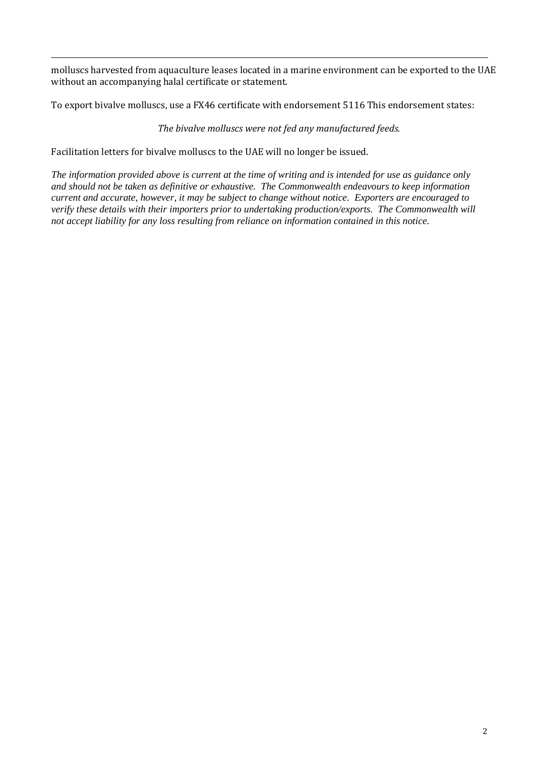molluscs harvested from aquaculture leases located in a marine environment can be exported to the UAE without an accompanying halal certificate or statement.

To export bivalve molluscs, use a FX46 certificate with endorsement 5116 This endorsement states:

*The bivalve molluscs were not fed any manufactured feeds.*

Facilitation letters for bivalve molluscs to the UAE will no longer be issued.

*The information provided above is current at the time of writing and is intended for use as guidance only and should not be taken as definitive or exhaustive. The Commonwealth endeavours to keep information current and accurate, however, it may be subject to change without notice. Exporters are encouraged to verify these details with their importers prior to undertaking production/exports. The Commonwealth will not accept liability for any loss resulting from reliance on information contained in this notice.*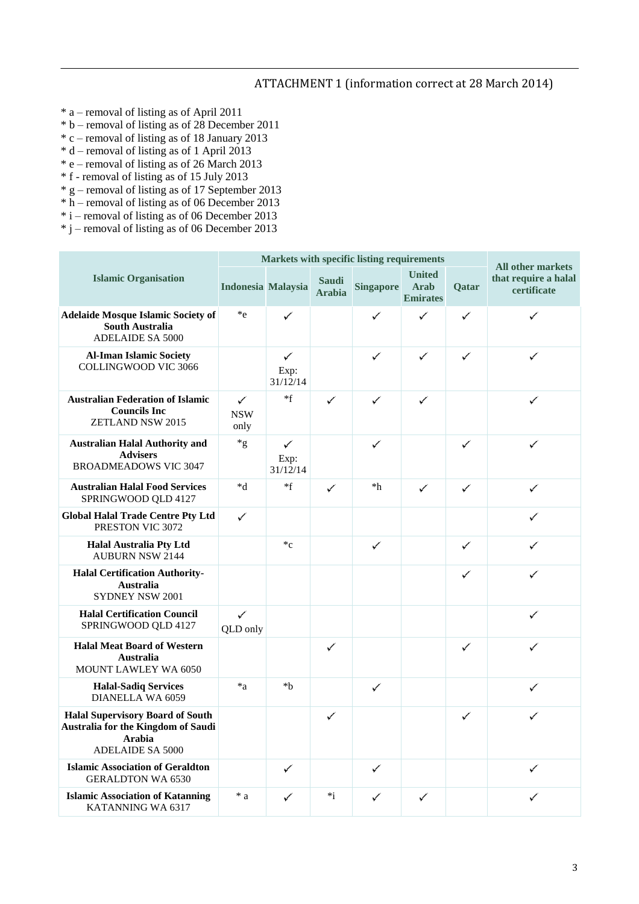ATTACHMENT 1 (information correct at 28 March 2014)

* a – removal of listing as of April 2011
* b – removal of listing as of 28 December 2011
* c – removal of listing as of 18 January 2013
* d – removal of listing as of 1 April 2013
* e – removal of listing as of 26 March 2013
* f - removal of listing as of 15 July 2013
* g – removal of listing as of 17 September 2013
* h – removal of listing as of 06 December 2013
* i – removal of listing as of 06 December 2013
* j – removal of listing as of 06 December 2013

| Islamic Organisation | Markets with specific listing requirements | | | | | | All other markets that require a halal certificate |
|---|---|---|---|---|---|---|---|
| | Indonesia | Malaysia | Saudi Arabia | Singapore | United Arab Emirates | Qatar | |
| **Adelaide Mosque Islamic Society of South Australia** ADELAIDE SA 5000 | *e | ✓ | | ✓ | ✓ | ✓ | ✓ |
| **Al-Iman Islamic Society** COLLINGWOOD VIC 3066 | | ✓ Exp: 31/12/14 | | ✓ | ✓ | ✓ | ✓ |
| **Australian Federation of Islamic Councils Inc** ZETLAND NSW 2015 | ✓ NSW only | *f | ✓ | ✓ | ✓ | | ✓ |
| **Australian Halal Authority and Advisers** BROADMEADOWS VIC 3047 | *g | ✓ Exp: 31/12/14 | | ✓ | | ✓ | ✓ |
| **Australian Halal Food Services** SPRINGWOOD QLD 4127 | *d | *f | ✓ | *h | ✓ | ✓ | ✓ |
| **Global Halal Trade Centre Pty Ltd** PRESTON VIC 3072 | ✓ | | | | | | ✓ |
| **Halal Australia Pty Ltd** AUBURN NSW 2144 | | *c | | ✓ | | ✓ | ✓ |
| **Halal Certification Authority-Australia** SYDNEY NSW 2001 | | | | | | ✓ | ✓ |
| **Halal Certification Council** SPRINGWOOD QLD 4127 | ✓ QLD only | | | | | | ✓ |
| **Halal Meat Board of Western Australia** MOUNT LAWLEY WA 6050 | | | ✓ | | | ✓ | ✓ |
| **Halal-Sadiq Services** DIANELLA WA 6059 | *a | *b | | ✓ | | | ✓ |
| **Halal Supervisory Board of South Australia for the Kingdom of Saudi Arabia** ADELAIDE SA 5000 | | | ✓ | | | ✓ | ✓ |
| **Islamic Association of Geraldton** GERALDTON WA 6530 | | ✓ | | ✓ | | | ✓ |
| **Islamic Association of Katanning** KATANNING WA 6317 | * a | ✓ | *i | ✓ | ✓ | | ✓ |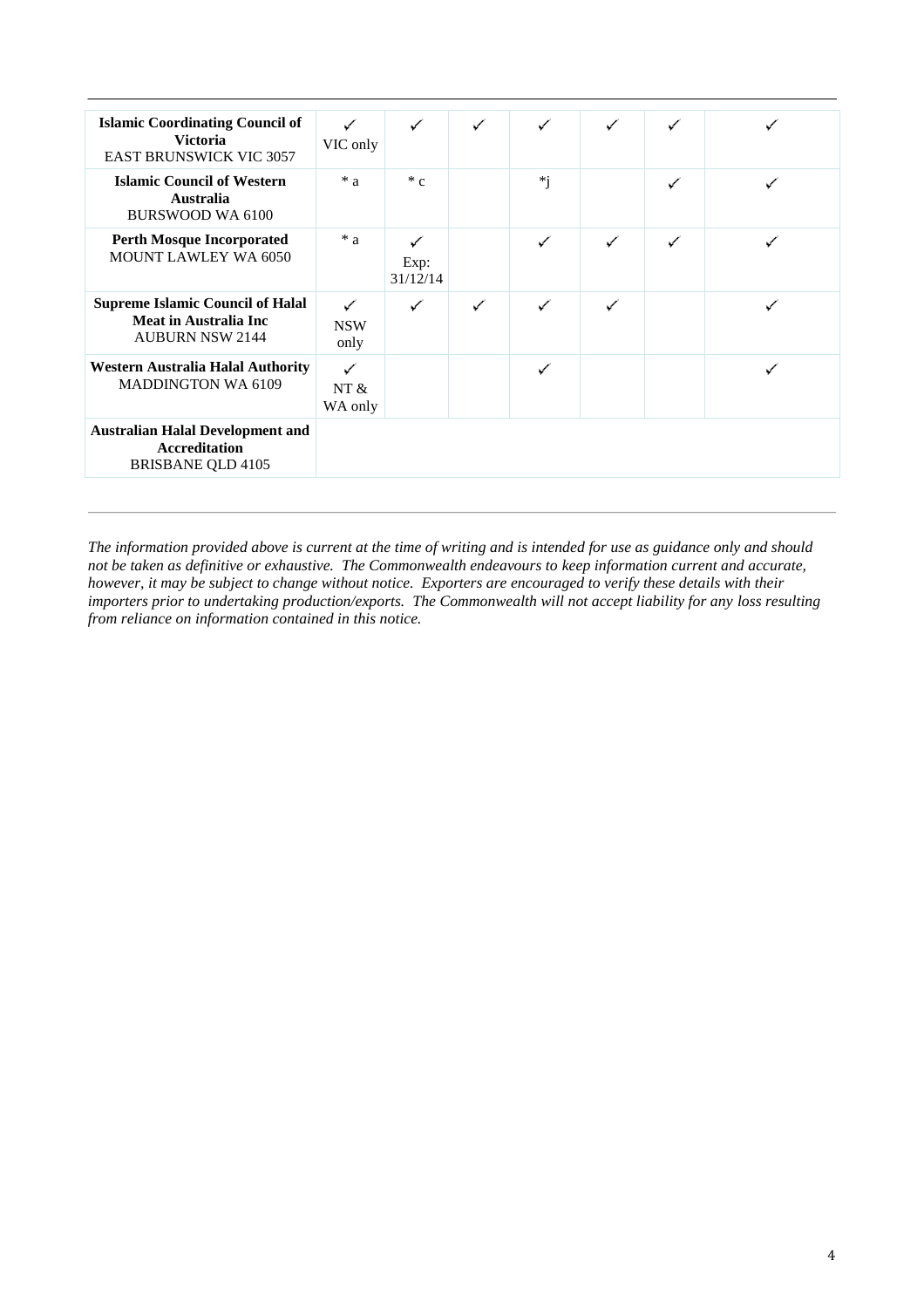| | | | | | | | |
|---|---|---|---|---|---|---|---|
| **Islamic Coordinating Council of Victoria** EAST BRUNSWICK VIC 3057 | ✓ VIC only | ✓ | ✓ | ✓ | ✓ | ✓ | ✓ |
| **Islamic Council of Western Australia** BURSWOOD WA 6100 | * a | * c | | *j | | ✓ | ✓ |
| **Perth Mosque Incorporated** MOUNT LAWLEY WA 6050 | * a | ✓ Exp: 31/12/14 | | ✓ | ✓ | ✓ | ✓ |
| **Supreme Islamic Council of Halal Meat in Australia Inc** AUBURN NSW 2144 | ✓ NSW only | ✓ | ✓ | ✓ | ✓ | | ✓ |
| **Western Australia Halal Authority** MADDINGTON WA 6109 | ✓ NT & WA only | | | ✓ | | | ✓ |
| **Australian Halal Development and Accreditation** BRISBANE QLD 4105 | | | | | | | |

*The information provided above is current at the time of writing and is intended for use as guidance only and should not be taken as definitive or exhaustive. The Commonwealth endeavours to keep information current and accurate, however, it may be subject to change without notice. Exporters are encouraged to verify these details with their importers prior to undertaking production/exports. The Commonwealth will not accept liability for any loss resulting from reliance on information contained in this notice.*